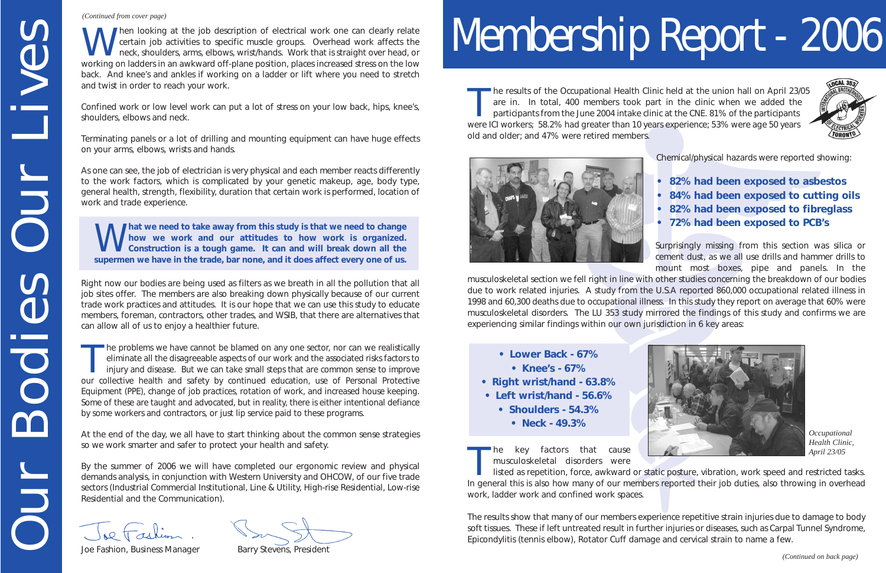# Our Bodies Our Lives

*(Continued from cover page)*

When looking at the job description of electrical work one can clearly relate certain job activities to specific muscle groups. Overhead work affects the neck, shoulders, arms, elbows, wrist/hands. Work that is straight over head, or working on ladders in an awkward off-plane position, places increased stress on the low back. And knee's and ankles if working on a ladder or lift where you need to stretch and twist in order to reach your work.

Confined work or low level work can put a lot of stress on your low back, hips, knee's, shoulders, elbows and neck.

Terminating panels or a lot of drilling and mounting equipment can have huge effects on your arms, elbows, wrists and hands.

As one can see, the job of electrician is very physical and each member reacts differently to the work factors, which is complicated by your genetic makeup, age, body type, general health, strength, flexibility, duration that certain work is performed, location of work and trade experience.

**What we need to take away from this study is that we need to change how we work and our attitudes to how work is organized. Construction is a tough game. It can and will break down all the supermen we have in the trade, bar none, and it does affect every one of us.**

Right now our bodies are being used as filters as we breath in all the pollution that all job sites offer. The members are also breaking down physically because of our current trade work practices and attitudes. It is our hope that we can use this study to educate members, foreman, contractors, other trades, and WSIB, that there are alternatives that can allow all of us to enjoy a healthier future.

The problems we have cannot be blamed on any one sector, nor can we realistically eliminate all the disagreeable aspects of our work and the associated risks factors to injury and disease. But we can take small steps that are common sense to improve our collective health and safety by continued education, use of Personal Protective Equipment (PPE), change of job practices, rotation of work, and increased house keeping. Some of these are taught and advocated, but in reality, there is either intentional defiance by some workers and contractors, or just lip service paid to these programs.

At the end of the day, we all have to start thinking about the common sense strategies so we work smarter and safer to protect your health and safety.

By the summer of 2006 we will have completed our ergonomic review and physical demands analysis, in conjunction with Western University and OHCOW, of our five trade sectors (Industrial Commercial Institutional, Line & Utility, High-rise Residential, Low-rise Residential and the Communication).

Joe Fashion, Business Manager

Barry Stevens, President

# Membership Report - 2006

The results of the Occupational Health Clinic held at the union hall on April 23/05 are in. In total, 400 members took part in the clinic when we added the participants from the June 2004 intake clinic at the CNE. 81% of the participants were ICI workers; 58.2% had greater than 10 years experience; 53% were age 50 years old and older; and 47% were retired members.

Chemical/physical hazards were reported showing:

- **82% had been exposed to asbestos**
- **84% had been exposed to cutting oils**
- **82% had been exposed to fibreglass**
- **72% had been exposed to PCB's**

Surprisingly missing from this section was silica or cement dust, as we all use drills and hammer drills to mount most boxes, pipe and panels. In the musculoskeletal section we fell right in line with other studies concerning the breakdown of our bodies due to work related injuries. A study from the U.S.A reported 860,000 occupational related illness in 1998 and 60,300 deaths due to occupational illness. In this study they report on average that 60% were musculoskeletal disorders. The LU 353 study mirrored the findings of this study and confirms we are experiencing similar findings within our own jurisdiction in 6 key areas:

- **Lower Back - 67%**
- **Knee's - 67%**
- **Right wrist/hand - 63.8%**
- **Left wrist/hand - 56.6%**
- **Shoulders - 54.3%**
- **Neck - 49.3%**

*Occupational Health Clinic, April 23/05*

The key factors that cause musculoskeletal disorders were listed as repetition, force, awkward or static posture, vibration, work speed and restricted tasks. In general this is also how many of our members reported their job duties, also throwing in overhead work, ladder work and confined work spaces.

The results show that many of our members experience repetitive strain injuries due to damage to body soft tissues. These if left untreated result in further injuries or diseases, such as Carpal Tunnel Syndrome, Epicondylitis (tennis elbow), Rotator Cuff damage and cervical strain to name a few.

*(Continued on back page)*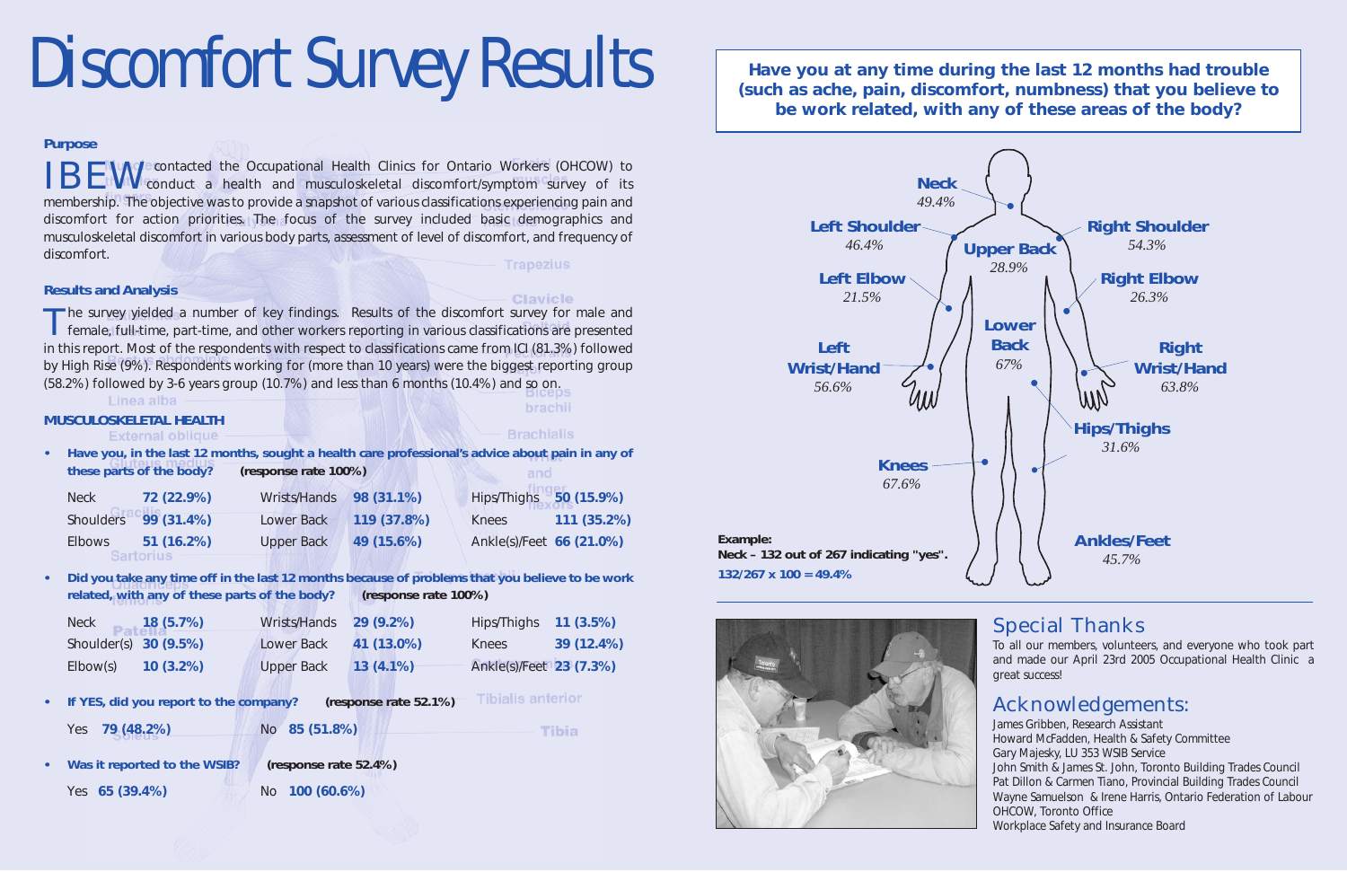# Discomfort Survey Results

### Purpose

IBEW contacted the Occupational Health Clinics for Ontario Workers (OHCOW) to conduct a health and musculoskeletal discomfort/symptom survey of its membership. The objective was to provide a snapshot of various classifications experiencing pain and discomfort for action priorities. The focus of the survey included basic demographics and musculoskeletal discomfort in various body parts, assessment of level of discomfort, and frequency of discomfort.

### Results and Analysis

The survey yielded a number of key findings. Results of the discomfort survey for male and female, full-time, part-time, and other workers reporting in various classifications are presented in this report. Most of the respondents with respect to classifications came from ICI (81.3%) followed by High Rise (9%). Respondents working for (more than 10 years) were the biggest reporting group (58.2%) followed by 3-6 years group (10.7%) and less than 6 months (10.4%) and so on.

### MUSCULOSKELETAL HEALTH

- **Have you, in the last 12 months, sought a health care professional's advice about pain in any of these parts of the body? (response rate 100%)**

| | | | | | |
|---|---|---|---|---|---|
| Neck | 72 (22.9%) | Wrists/Hands | 98 (31.1%) | Hips/Thighs | 50 (15.9%) |
| Shoulders | 99 (31.4%) | Lower Back | 119 (37.8%) | Knees | 111 (35.2%) |
| Elbows | 51 (16.2%) | Upper Back | 49 (15.6%) | Ankle(s)/Feet | 66 (21.0%) |

- **Did you take any time off in the last 12 months because of problems that you believe to be work related, with any of these parts of the body? (response rate 100%)**

| | | | | | |
|---|---|---|---|---|---|
| Neck | 18 (5.7%) | Wrists/Hands | 29 (9.2%) | Hips/Thighs | 11 (3.5%) |
| Shoulder(s) | 30 (9.5%) | Lower Back | 41 (13.0%) | Knees | 39 (12.4%) |
| Elbow(s) | 10 (3.2%) | Upper Back | 13 (4.1%) | Ankle(s)/Feet | 23 (7.3%) |

- **If YES, did you report to the company? (response rate 52.1%)**

  Yes 79 (48.2%) No 85 (51.8%)

- **Was it reported to the WSIB? (response rate 52.4%)**

  Yes 65 (39.4%) No 100 (60.6%)

**Have you at any time during the last 12 months had trouble (such as ache, pain, discomfort, numbness) that you believe to be work related, with any of these areas of the body?**

Neck 49.4%
Left Shoulder 46.4%
Right Shoulder 54.3%
Upper Back 28.9%
Left Elbow 21.5%
Right Elbow 26.3%
Lower Back 67%
Left Wrist/Hand 56.6%
Right Wrist/Hand 63.8%
Hips/Thighs 31.6%
Knees 67.6%
Ankles/Feet 45.7%

**Example:**
**Neck – 132 out of 267 indicating "yes".**
**132/267 x 100 = 49.4%**

## Special Thanks

To all our members, volunteers, and everyone who took part and made our April 23rd 2005 Occupational Health Clinic a great success!

## Acknowledgements:

James Gribben, Research Assistant
Howard McFadden, Health & Safety Committee
Gary Majesky, LU 353 WSIB Service
John Smith & James St. John, Toronto Building Trades Council
Pat Dillon & Carmen Tiano, Provincial Building Trades Council
Wayne Samuelson & Irene Harris, Ontario Federation of Labour
OHCOW, Toronto Office
Workplace Safety and Insurance Board